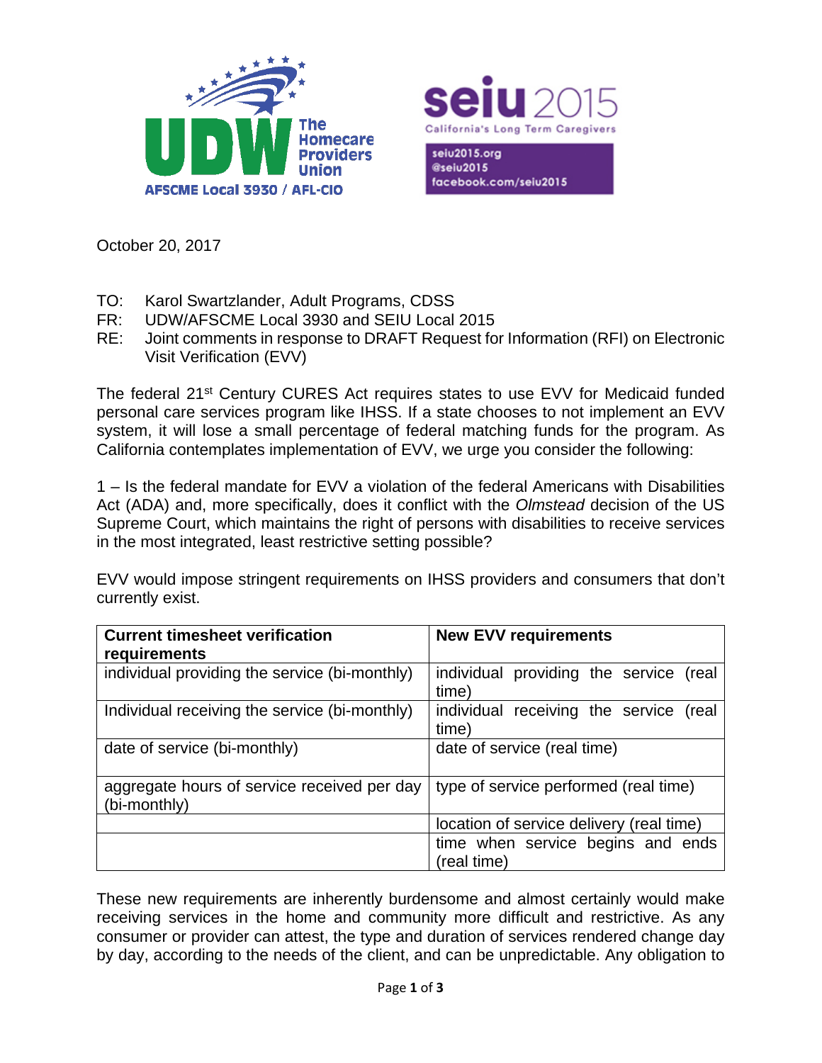UDW The Homecare Providers Union
AFSCME Local 3930 / AFL-CIO

seiu 2015
California's Long Term Caregivers
seiu2015.org
@seiu2015
facebook.com/seiu2015

October 20, 2017

TO: Karol Swartzlander, Adult Programs, CDSS
FR: UDW/AFSCME Local 3930 and SEIU Local 2015
RE: Joint comments in response to DRAFT Request for Information (RFI) on Electronic Visit Verification (EVV)

The federal 21st Century CURES Act requires states to use EVV for Medicaid funded personal care services program like IHSS. If a state chooses to not implement an EVV system, it will lose a small percentage of federal matching funds for the program. As California contemplates implementation of EVV, we urge you consider the following:

1 – Is the federal mandate for EVV a violation of the federal Americans with Disabilities Act (ADA) and, more specifically, does it conflict with the *Olmstead* decision of the US Supreme Court, which maintains the right of persons with disabilities to receive services in the most integrated, least restrictive setting possible?

EVV would impose stringent requirements on IHSS providers and consumers that don't currently exist.

| **Current timesheet verification requirements** | **New EVV requirements** |
|---|---|
| individual providing the service (bi-monthly) | individual providing the service (real time) |
| Individual receiving the service (bi-monthly) | individual receiving the service (real time) |
| date of service (bi-monthly) | date of service (real time) |
| aggregate hours of service received per day (bi-monthly) | type of service performed (real time) |
| | location of service delivery (real time) |
| | time when service begins and ends (real time) |

These new requirements are inherently burdensome and almost certainly would make receiving services in the home and community more difficult and restrictive. As any consumer or provider can attest, the type and duration of services rendered change day by day, according to the needs of the client, and can be unpredictable. Any obligation to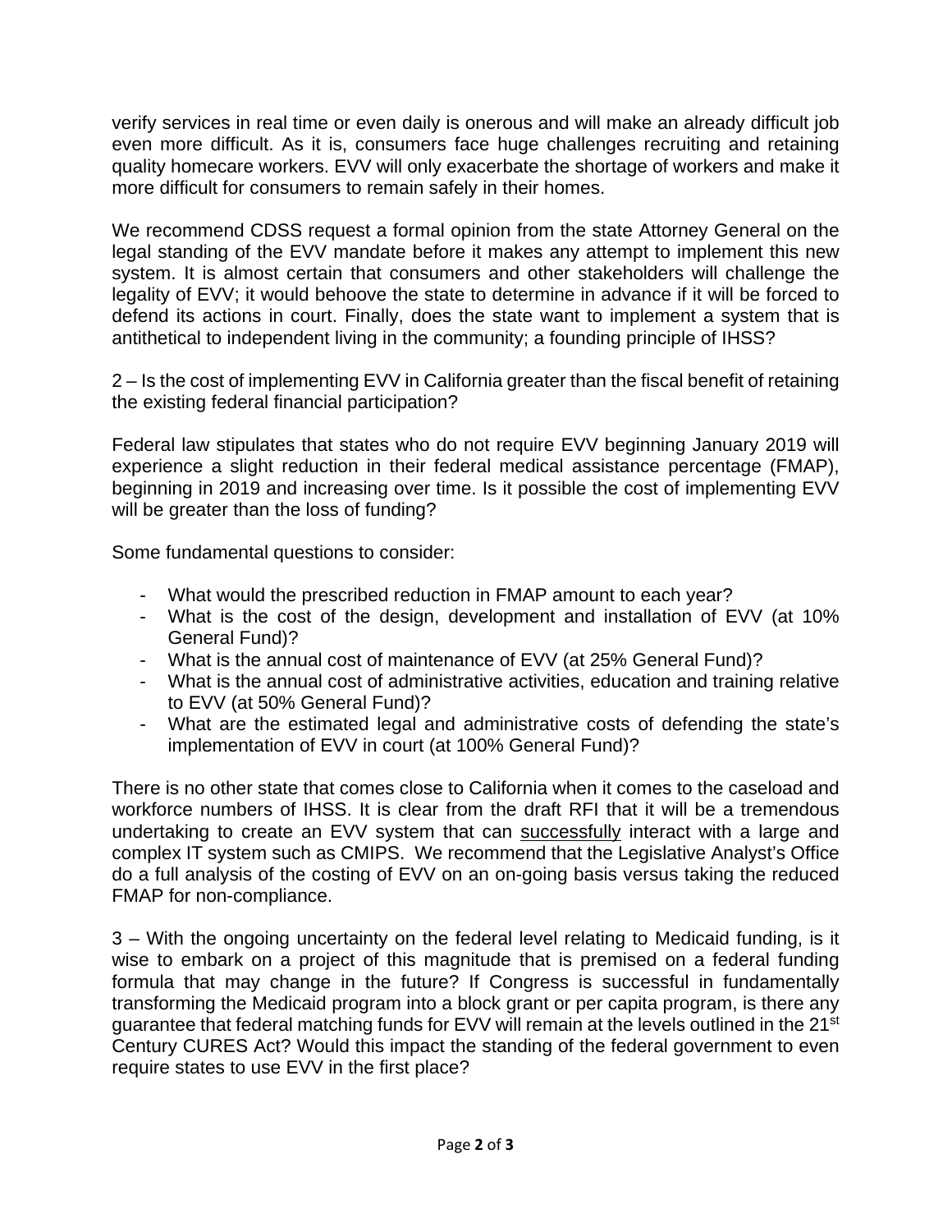verify services in real time or even daily is onerous and will make an already difficult job even more difficult. As it is, consumers face huge challenges recruiting and retaining quality homecare workers. EVV will only exacerbate the shortage of workers and make it more difficult for consumers to remain safely in their homes.

We recommend CDSS request a formal opinion from the state Attorney General on the legal standing of the EVV mandate before it makes any attempt to implement this new system. It is almost certain that consumers and other stakeholders will challenge the legality of EVV; it would behoove the state to determine in advance if it will be forced to defend its actions in court. Finally, does the state want to implement a system that is antithetical to independent living in the community; a founding principle of IHSS?

2 – Is the cost of implementing EVV in California greater than the fiscal benefit of retaining the existing federal financial participation?

Federal law stipulates that states who do not require EVV beginning January 2019 will experience a slight reduction in their federal medical assistance percentage (FMAP), beginning in 2019 and increasing over time. Is it possible the cost of implementing EVV will be greater than the loss of funding?

Some fundamental questions to consider:

- What would the prescribed reduction in FMAP amount to each year?
- What is the cost of the design, development and installation of EVV (at 10% General Fund)?
- What is the annual cost of maintenance of EVV (at 25% General Fund)?
- What is the annual cost of administrative activities, education and training relative to EVV (at 50% General Fund)?
- What are the estimated legal and administrative costs of defending the state's implementation of EVV in court (at 100% General Fund)?

There is no other state that comes close to California when it comes to the caseload and workforce numbers of IHSS. It is clear from the draft RFI that it will be a tremendous undertaking to create an EVV system that can <u>successfully</u> interact with a large and complex IT system such as CMIPS. We recommend that the Legislative Analyst's Office do a full analysis of the costing of EVV on an on-going basis versus taking the reduced FMAP for non-compliance.

3 – With the ongoing uncertainty on the federal level relating to Medicaid funding, is it wise to embark on a project of this magnitude that is premised on a federal funding formula that may change in the future? If Congress is successful in fundamentally transforming the Medicaid program into a block grant or per capita program, is there any guarantee that federal matching funds for EVV will remain at the levels outlined in the 21st Century CURES Act? Would this impact the standing of the federal government to even require states to use EVV in the first place?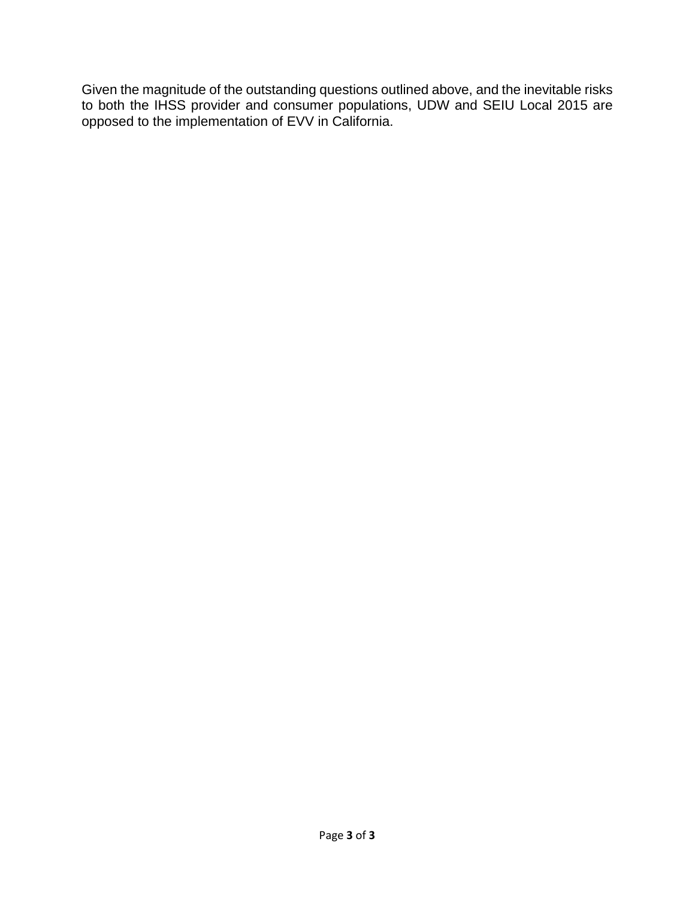Given the magnitude of the outstanding questions outlined above, and the inevitable risks to both the IHSS provider and consumer populations, UDW and SEIU Local 2015 are opposed to the implementation of EVV in California.